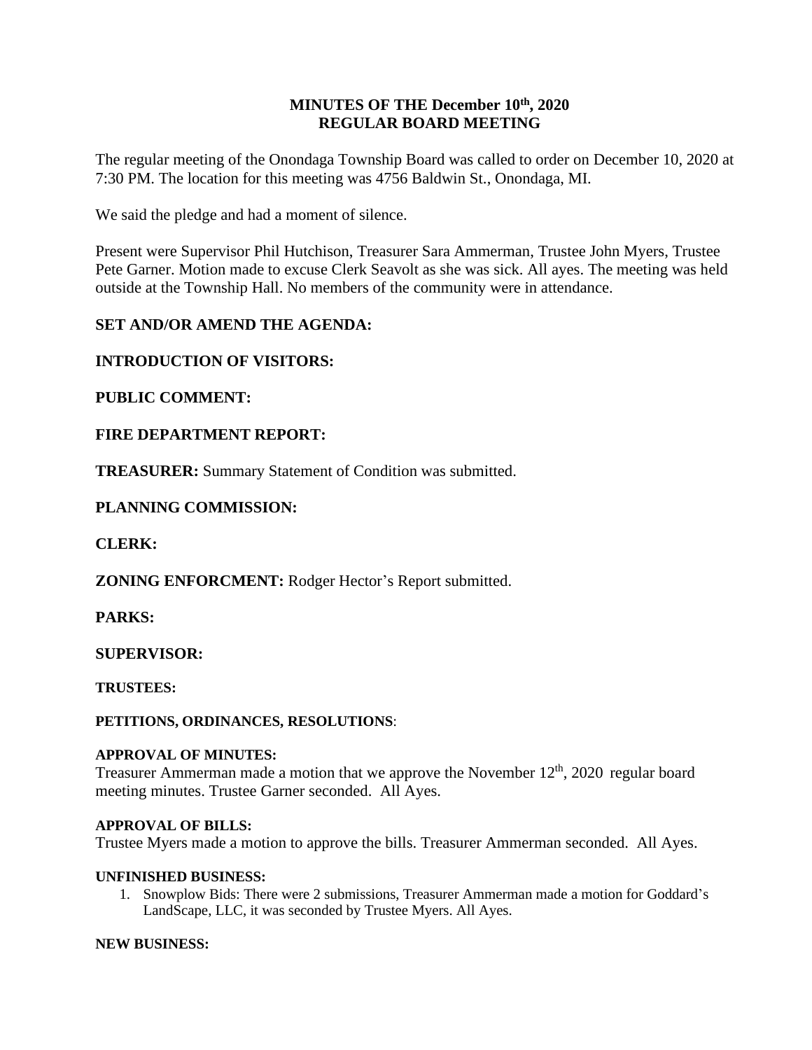# MINUTES OF THE December 10th, 2020
# REGULAR BOARD MEETING

The regular meeting of the Onondaga Township Board was called to order on December 10, 2020 at 7:30 PM. The location for this meeting was 4756 Baldwin St., Onondaga, MI.

We said the pledge and had a moment of silence.

Present were Supervisor Phil Hutchison, Treasurer Sara Ammerman, Trustee John Myers, Trustee Pete Garner. Motion made to excuse Clerk Seavolt as she was sick. All ayes. The meeting was held outside at the Township Hall. No members of the community were in attendance.

**SET AND/OR AMEND THE AGENDA:**

**INTRODUCTION OF VISITORS:**

**PUBLIC COMMENT:**

**FIRE DEPARTMENT REPORT:**

**TREASURER:** Summary Statement of Condition was submitted.

**PLANNING COMMISSION:**

**CLERK:**

**ZONING ENFORCMENT:** Rodger Hector's Report submitted.

**PARKS:**

**SUPERVISOR:**

**TRUSTEES:**

**PETITIONS, ORDINANCES, RESOLUTIONS**:

**APPROVAL OF MINUTES:**
Treasurer Ammerman made a motion that we approve the November 12th, 2020 regular board meeting minutes. Trustee Garner seconded. All Ayes.

**APPROVAL OF BILLS:**
Trustee Myers made a motion to approve the bills. Treasurer Ammerman seconded. All Ayes.

**UNFINISHED BUSINESS:**

1. Snowplow Bids: There were 2 submissions, Treasurer Ammerman made a motion for Goddard's LandScape, LLC, it was seconded by Trustee Myers. All Ayes.

**NEW BUSINESS:**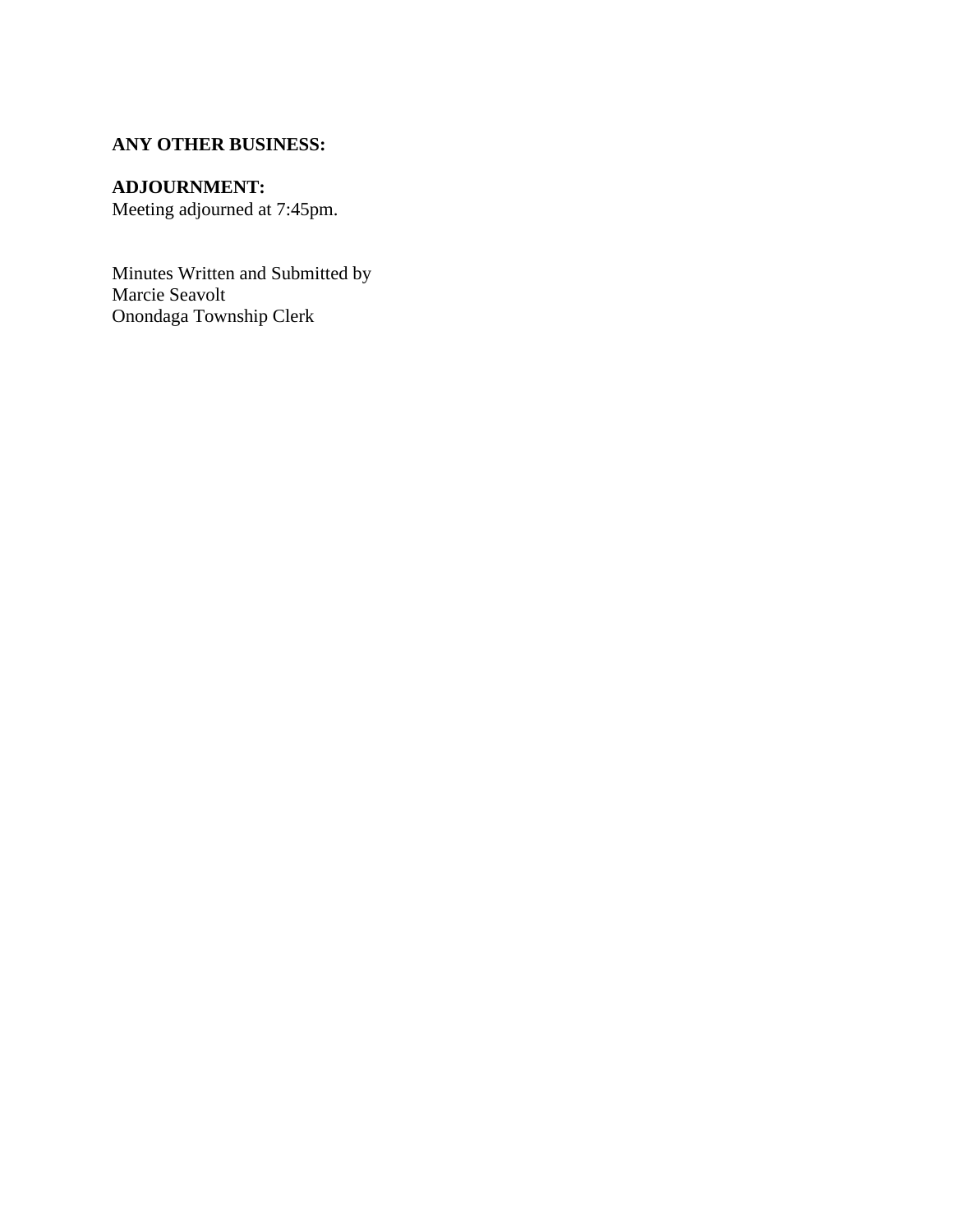**ANY OTHER BUSINESS:**

**ADJOURNMENT:**
Meeting adjourned at 7:45pm.

Minutes Written and Submitted by
Marcie Seavolt
Onondaga Township Clerk